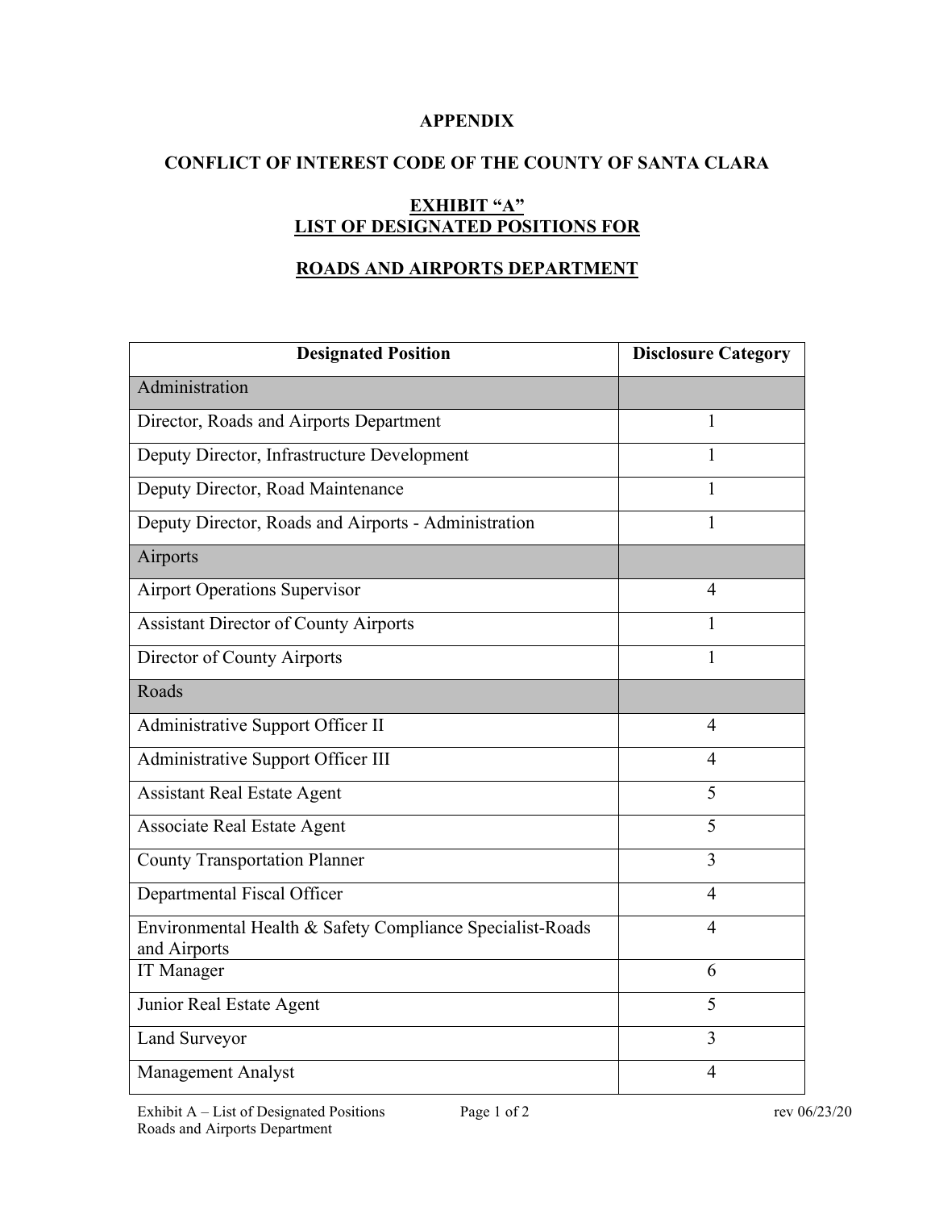# APPENDIX

## CONFLICT OF INTEREST CODE OF THE COUNTY OF SANTA CLARA

## EXHIBIT "A" LIST OF DESIGNATED POSITIONS FOR

## ROADS AND AIRPORTS DEPARTMENT

| Designated Position | Disclosure Category |
|---|---|
| Administration | |
| Director, Roads and Airports Department | 1 |
| Deputy Director, Infrastructure Development | 1 |
| Deputy Director, Road Maintenance | 1 |
| Deputy Director, Roads and Airports - Administration | 1 |
| Airports | |
| Airport Operations Supervisor | 4 |
| Assistant Director of County Airports | 1 |
| Director of County Airports | 1 |
| Roads | |
| Administrative Support Officer II | 4 |
| Administrative Support Officer III | 4 |
| Assistant Real Estate Agent | 5 |
| Associate Real Estate Agent | 5 |
| County Transportation Planner | 3 |
| Departmental Fiscal Officer | 4 |
| Environmental Health & Safety Compliance Specialist-Roads and Airports | 4 |
| IT Manager | 6 |
| Junior Real Estate Agent | 5 |
| Land Surveyor | 3 |
| Management Analyst | 4 |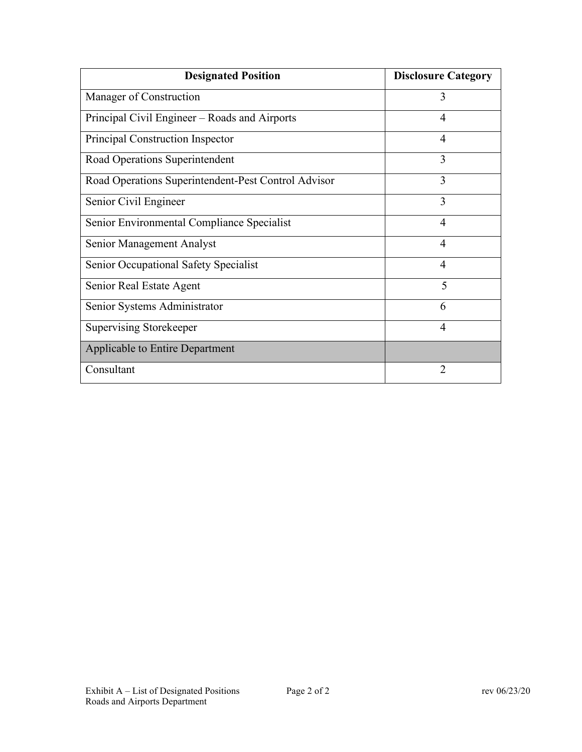| Designated Position | Disclosure Category |
|---|---|
| Manager of Construction | 3 |
| Principal Civil Engineer – Roads and Airports | 4 |
| Principal Construction Inspector | 4 |
| Road Operations Superintendent | 3 |
| Road Operations Superintendent-Pest Control Advisor | 3 |
| Senior Civil Engineer | 3 |
| Senior Environmental Compliance Specialist | 4 |
| Senior Management Analyst | 4 |
| Senior Occupational Safety Specialist | 4 |
| Senior Real Estate Agent | 5 |
| Senior Systems Administrator | 6 |
| Supervising Storekeeper | 4 |
| Applicable to Entire Department | |
| Consultant | 2 |

Exhibit A – List of Designated Positions
Roads and Airports Department

rev 06/23/20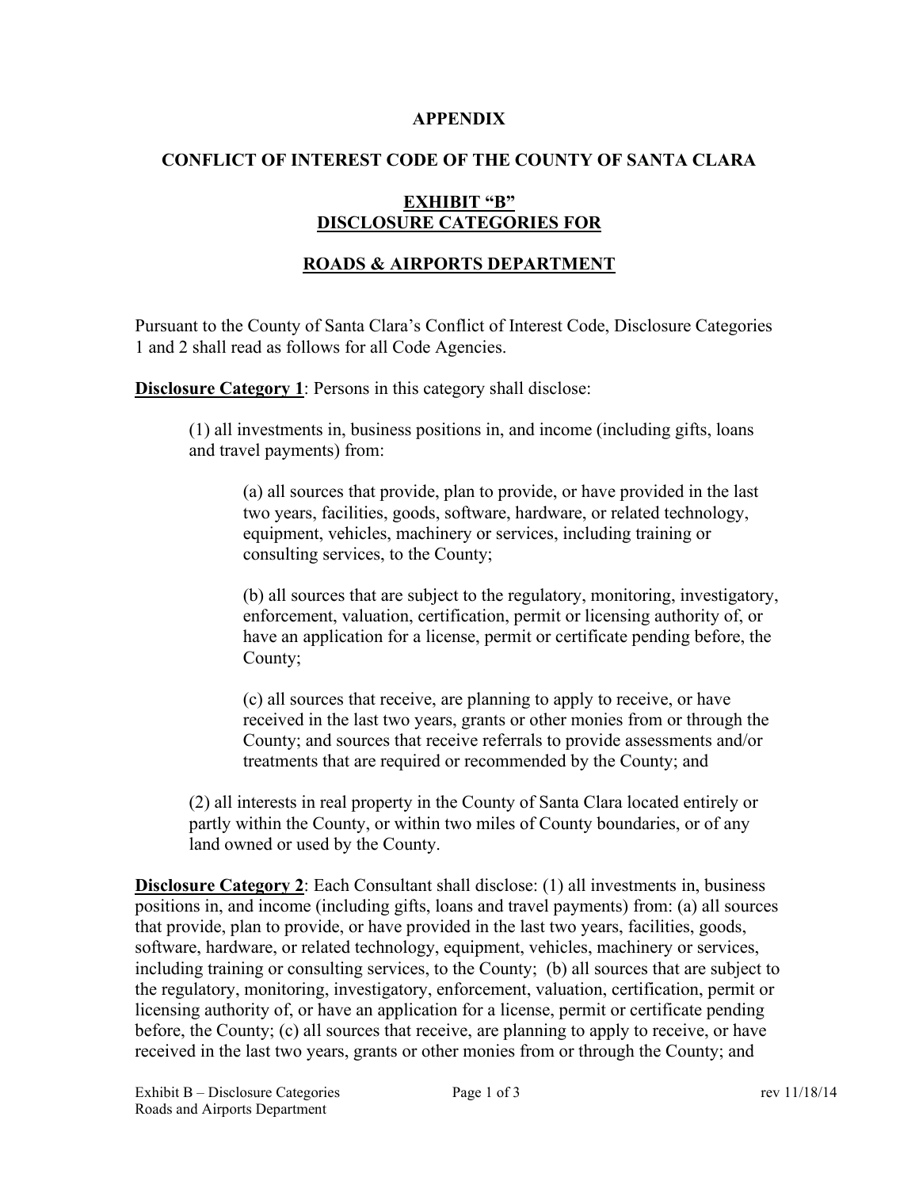**APPENDIX**

**CONFLICT OF INTEREST CODE OF THE COUNTY OF SANTA CLARA**

**EXHIBIT "B"**
**DISCLOSURE CATEGORIES FOR**

**ROADS & AIRPORTS DEPARTMENT**

Pursuant to the County of Santa Clara's Conflict of Interest Code, Disclosure Categories 1 and 2 shall read as follows for all Code Agencies.

**Disclosure Category 1**: Persons in this category shall disclose:

> (1) all investments in, business positions in, and income (including gifts, loans and travel payments) from:
>
> > (a) all sources that provide, plan to provide, or have provided in the last two years, facilities, goods, software, hardware, or related technology, equipment, vehicles, machinery or services, including training or consulting services, to the County;
> >
> > (b) all sources that are subject to the regulatory, monitoring, investigatory, enforcement, valuation, certification, permit or licensing authority of, or have an application for a license, permit or certificate pending before, the County;
> >
> > (c) all sources that receive, are planning to apply to receive, or have received in the last two years, grants or other monies from or through the County; and sources that receive referrals to provide assessments and/or treatments that are required or recommended by the County; and
>
> (2) all interests in real property in the County of Santa Clara located entirely or partly within the County, or within two miles of County boundaries, or of any land owned or used by the County.

**Disclosure Category 2**: Each Consultant shall disclose: (1) all investments in, business positions in, and income (including gifts, loans and travel payments) from: (a) all sources that provide, plan to provide, or have provided in the last two years, facilities, goods, software, hardware, or related technology, equipment, vehicles, machinery or services, including training or consulting services, to the County; (b) all sources that are subject to the regulatory, monitoring, investigatory, enforcement, valuation, certification, permit or licensing authority of, or have an application for a license, permit or certificate pending before, the County; (c) all sources that receive, are planning to apply to receive, or have received in the last two years, grants or other monies from or through the County; and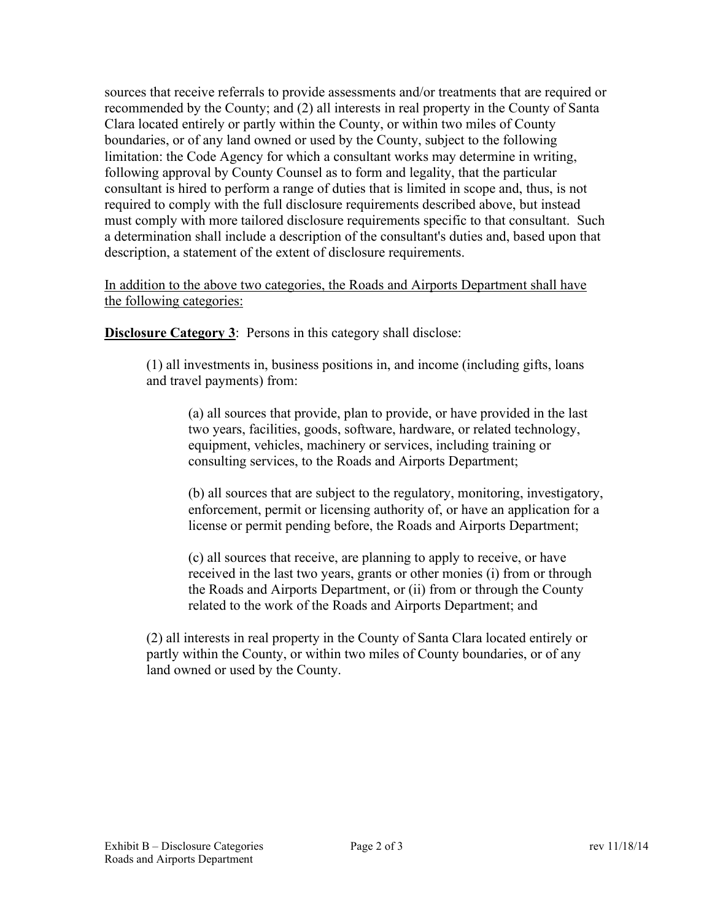sources that receive referrals to provide assessments and/or treatments that are required or recommended by the County; and (2) all interests in real property in the County of Santa Clara located entirely or partly within the County, or within two miles of County boundaries, or of any land owned or used by the County, subject to the following limitation: the Code Agency for which a consultant works may determine in writing, following approval by County Counsel as to form and legality, that the particular consultant is hired to perform a range of duties that is limited in scope and, thus, is not required to comply with the full disclosure requirements described above, but instead must comply with more tailored disclosure requirements specific to that consultant. Such a determination shall include a description of the consultant's duties and, based upon that description, a statement of the extent of disclosure requirements.

<u>In addition to the above two categories, the Roads and Airports Department shall have the following categories:</u>

**<u>Disclosure Category 3</u>**: Persons in this category shall disclose:

> (1) all investments in, business positions in, and income (including gifts, loans and travel payments) from:
>
> > (a) all sources that provide, plan to provide, or have provided in the last two years, facilities, goods, software, hardware, or related technology, equipment, vehicles, machinery or services, including training or consulting services, to the Roads and Airports Department;
> >
> > (b) all sources that are subject to the regulatory, monitoring, investigatory, enforcement, permit or licensing authority of, or have an application for a license or permit pending before, the Roads and Airports Department;
> >
> > (c) all sources that receive, are planning to apply to receive, or have received in the last two years, grants or other monies (i) from or through the Roads and Airports Department, or (ii) from or through the County related to the work of the Roads and Airports Department; and
>
> (2) all interests in real property in the County of Santa Clara located entirely or partly within the County, or within two miles of County boundaries, or of any land owned or used by the County.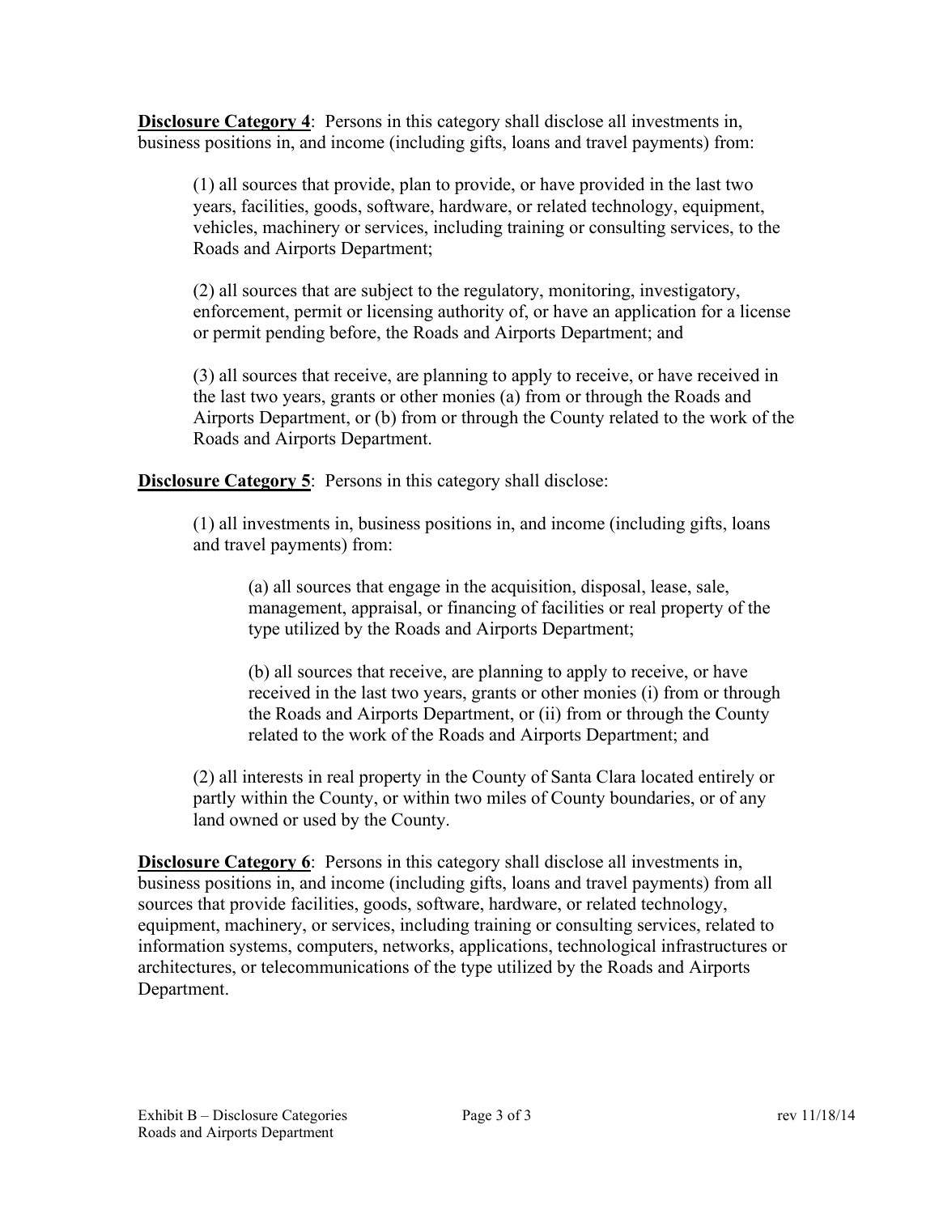**<u>Disclosure Category 4</u>**: Persons in this category shall disclose all investments in, business positions in, and income (including gifts, loans and travel payments) from:

(1) all sources that provide, plan to provide, or have provided in the last two years, facilities, goods, software, hardware, or related technology, equipment, vehicles, machinery or services, including training or consulting services, to the Roads and Airports Department;

(2) all sources that are subject to the regulatory, monitoring, investigatory, enforcement, permit or licensing authority of, or have an application for a license or permit pending before, the Roads and Airports Department; and

(3) all sources that receive, are planning to apply to receive, or have received in the last two years, grants or other monies (a) from or through the Roads and Airports Department, or (b) from or through the County related to the work of the Roads and Airports Department.

**<u>Disclosure Category 5</u>**: Persons in this category shall disclose:

(1) all investments in, business positions in, and income (including gifts, loans and travel payments) from:

> (a) all sources that engage in the acquisition, disposal, lease, sale, management, appraisal, or financing of facilities or real property of the type utilized by the Roads and Airports Department;
>
> (b) all sources that receive, are planning to apply to receive, or have received in the last two years, grants or other monies (i) from or through the Roads and Airports Department, or (ii) from or through the County related to the work of the Roads and Airports Department; and

(2) all interests in real property in the County of Santa Clara located entirely or partly within the County, or within two miles of County boundaries, or of any land owned or used by the County.

**<u>Disclosure Category 6</u>**: Persons in this category shall disclose all investments in, business positions in, and income (including gifts, loans and travel payments) from all sources that provide facilities, goods, software, hardware, or related technology, equipment, machinery, or services, including training or consulting services, related to information systems, computers, networks, applications, technological infrastructures or architectures, or telecommunications of the type utilized by the Roads and Airports Department.